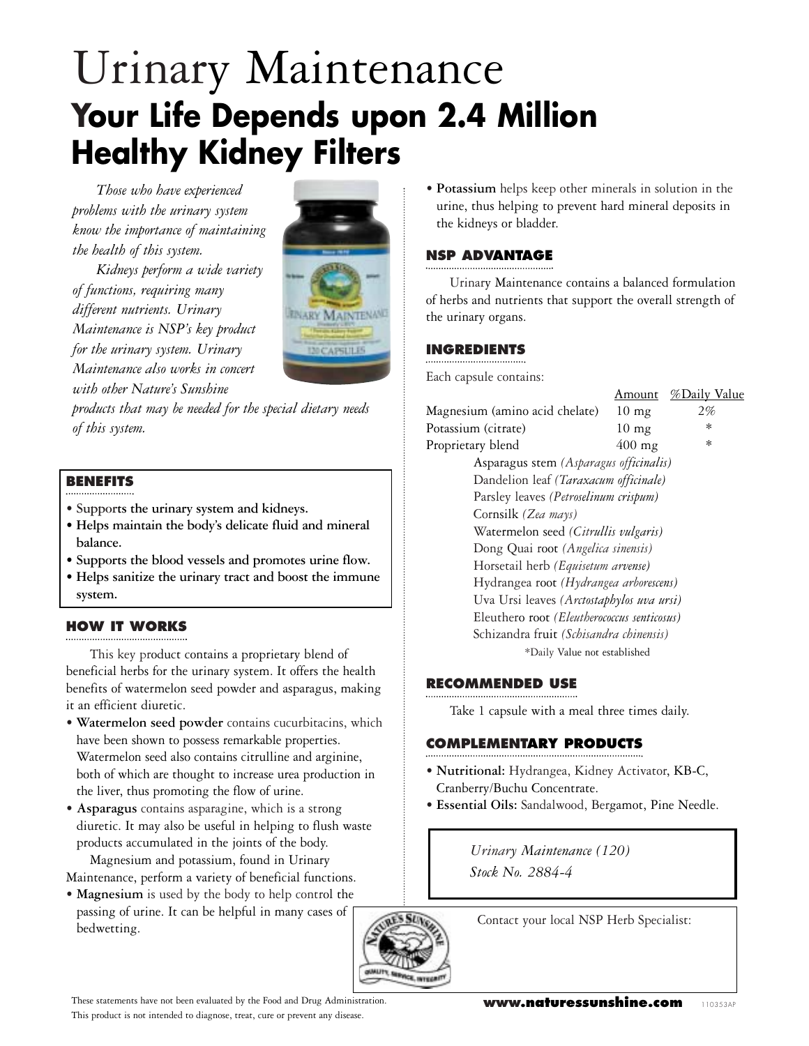# Urinary Maintenance

## Your Life Depends upon 2.4 Million Healthy Kidney Filters

*Those who have experienced problems with the urinary system know the importance of maintaining the health of this system.*

*Kidneys perform a wide variety of functions, requiring many different nutrients. Urinary Maintenance is NSP's key product for the urinary system. Urinary Maintenance also works in concert with other Nature's Sunshine products that may be needed for the special dietary needs of this system.*

### BENEFITS

- Supports the urinary system and kidneys.
- Helps maintain the body's delicate fluid and mineral balance.
- Supports the blood vessels and promotes urine flow.
- Helps sanitize the urinary tract and boost the immune system.

### HOW IT WORKS

This key product contains a proprietary blend of beneficial herbs for the urinary system. It offers the health benefits of watermelon seed powder and asparagus, making it an efficient diuretic.

- **Watermelon seed powder** contains cucurbitacins, which have been shown to possess remarkable properties. Watermelon seed also contains citrulline and arginine, both of which are thought to increase urea production in the liver, thus promoting the flow of urine.
- **Asparagus** contains asparagine, which is a strong diuretic. It may also be useful in helping to flush waste products accumulated in the joints of the body.

Magnesium and potassium, found in Urinary Maintenance, perform a variety of beneficial functions.

- **Magnesium** is used by the body to help control the passing of urine. It can be helpful in many cases of bedwetting.
- **Potassium** helps keep other minerals in solution in the urine, thus helping to prevent hard mineral deposits in the kidneys or bladder.

### NSP ADVANTAGE

Urinary Maintenance contains a balanced formulation of herbs and nutrients that support the overall strength of the urinary organs.

### INGREDIENTS

Each capsule contains:

| | Amount | %Daily Value |
|---|---|---|
| Magnesium (amino acid chelate) | 10 mg | 2% |
| Potassium (citrate) | 10 mg | * |
| Proprietary blend | 400 mg | * |
| Asparagus stem *(Asparagus officinalis)* | | |
| Dandelion leaf *(Taraxacum officinale)* | | |
| Parsley leaves *(Petroselinum crispum)* | | |
| Cornsilk *(Zea mays)* | | |
| Watermelon seed *(Citrullis vulgaris)* | | |
| Dong Quai root *(Angelica sinensis)* | | |
| Horsetail herb *(Equisetum arvense)* | | |
| Hydrangea root *(Hydrangea arborescens)* | | |
| Uva Ursi leaves *(Arctostaphylos uva ursi)* | | |
| Eleuthero root *(Eleutherococcus senticosus)* | | |
| Schizandra fruit *(Schisandra chinensis)* | | |

*Daily Value not established

### RECOMMENDED USE

Take 1 capsule with a meal three times daily.

### COMPLEMENTARY PRODUCTS

- **Nutritional:** Hydrangea, Kidney Activator, KB-C, Cranberry/Buchu Concentrate.
- **Essential Oils:** Sandalwood, Bergamot, Pine Needle.

*Urinary Maintenance (120)*
*Stock No. 2884-4*

Contact your local NSP Herb Specialist:

These statements have not been evaluated by the Food and Drug Administration. This product is not intended to diagnose, treat, cure or prevent any disease.

**www.naturessunshine.com** 110353AP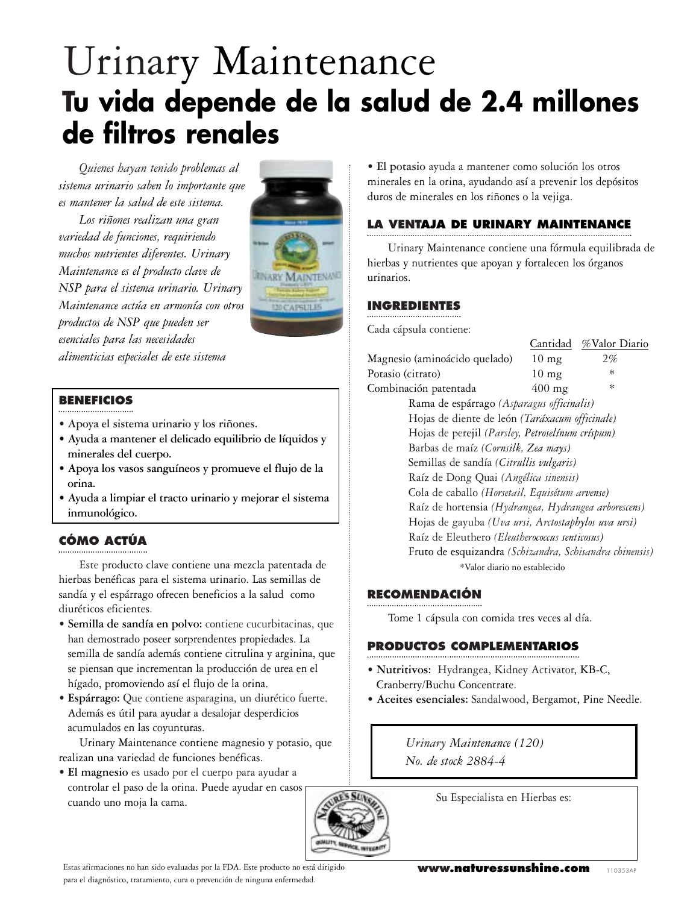# Urinary Maintenance

## Tu vida depende de la salud de 2.4 millones de filtros renales

*Quienes hayan tenido problemas al sistema urinario saben lo importante que es mantener la salud de este sistema.*

*Los riñones realizan una gran variedad de funciones, requiriendo muchos nutrientes diferentes. Urinary Maintenance es el producto clave de NSP para el sistema urinario. Urinary Maintenance actúa en armonía con otros productos de NSP que pueden ser esenciales para las necesidades alimenticias especiales de este sistema*

### BENEFICIOS

- Apoya el sistema urinario y los riñones.
- Ayuda a mantener el delicado equilibrio de líquidos y minerales del cuerpo.
- Apoya los vasos sanguíneos y promueve el flujo de la orina.
- Ayuda a limpiar el tracto urinario y mejorar el sistema inmunológico.

### CÓMO ACTÚA

Este producto clave contiene una mezcla patentada de hierbas benéficas para el sistema urinario. Las semillas de sandía y el espárrago ofrecen beneficios a la salud como diuréticos eficientes.

- **Semilla de sandía en polvo:** contiene cucurbitacinas, que han demostrado poseer sorprendentes propiedades. La semilla de sandía además contiene citrulina y arginina, que se piensan que incrementan la producción de urea en el hígado, promoviendo así el flujo de la orina.
- **Espárrago:** Que contiene asparagina, un diurético fuerte. Además es útil para ayudar a desalojar desperdicios acumulados en las coyunturas.

Urinary Maintenance contiene magnesio y potasio, que realizan una variedad de funciones benéficas.

- **El magnesio** es usado por el cuerpo para ayudar a controlar el paso de la orina. Puede ayudar en casos cuando uno moja la cama.
- **El potasio** ayuda a mantener como solución los otros minerales en la orina, ayudando así a prevenir los depósitos duros de minerales en los riñones o la vejiga.

### LA VENTAJA DE URINARY MAINTENANCE

Urinary Maintenance contiene una fórmula equilibrada de hierbas y nutrientes que apoyan y fortalecen los órganos urinarios.

### INGREDIENTES

Cada cápsula contiene:

| | Cantidad | %Valor Diario |
|---|---|---|
| Magnesio (aminoácido quelado) | 10 mg | 2% |
| Potasio (citrato) | 10 mg | * |
| Combinación patentada | 400 mg | * |

Rama de espárrago *(Asparagus officinalis)*
Hojas de diente de león *(Taráxacum officinale)*
Hojas de perejil *(Parsley, Petroselínum críspum)*
Barbas de maíz *(Cornsilk, Zea mays)*
Semillas de sandía *(Citrullis vulgaris)*
Raíz de Dong Quai *(Angélica sinensis)*
Cola de caballo *(Horsetail, Equisétum arvense)*
Raíz de hortensia *(Hydrangea, Hydrangea arborescens)*
Hojas de gayuba *(Uva ursi, Arctostaphylos uva ursi)*
Raíz de Eleuthero *(Eleutherococcus senticosus)*
Fruto de esquizandra *(Schizandra, Schisandra chinensis)*

*Valor diario no establecido

### RECOMENDACIÓN

Tome 1 cápsula con comida tres veces al día.

### PRODUCTOS COMPLEMENTARIOS

- **Nutritivos:** Hydrangea, Kidney Activator, KB-C, Cranberry/Buchu Concentrate.
- **Aceites esenciales:** Sandalwood, Bergamot, Pine Needle.

*Urinary Maintenance (120)*
*No. de stock 2884-4*

Su Especialista en Hierbas es:

Estas afirmaciones no han sido evaluadas por la FDA. Este producto no está dirigido para el diagnóstico, tratamiento, cura o prevención de ninguna enfermedad.

**www.naturessunshine.com**

110353AP